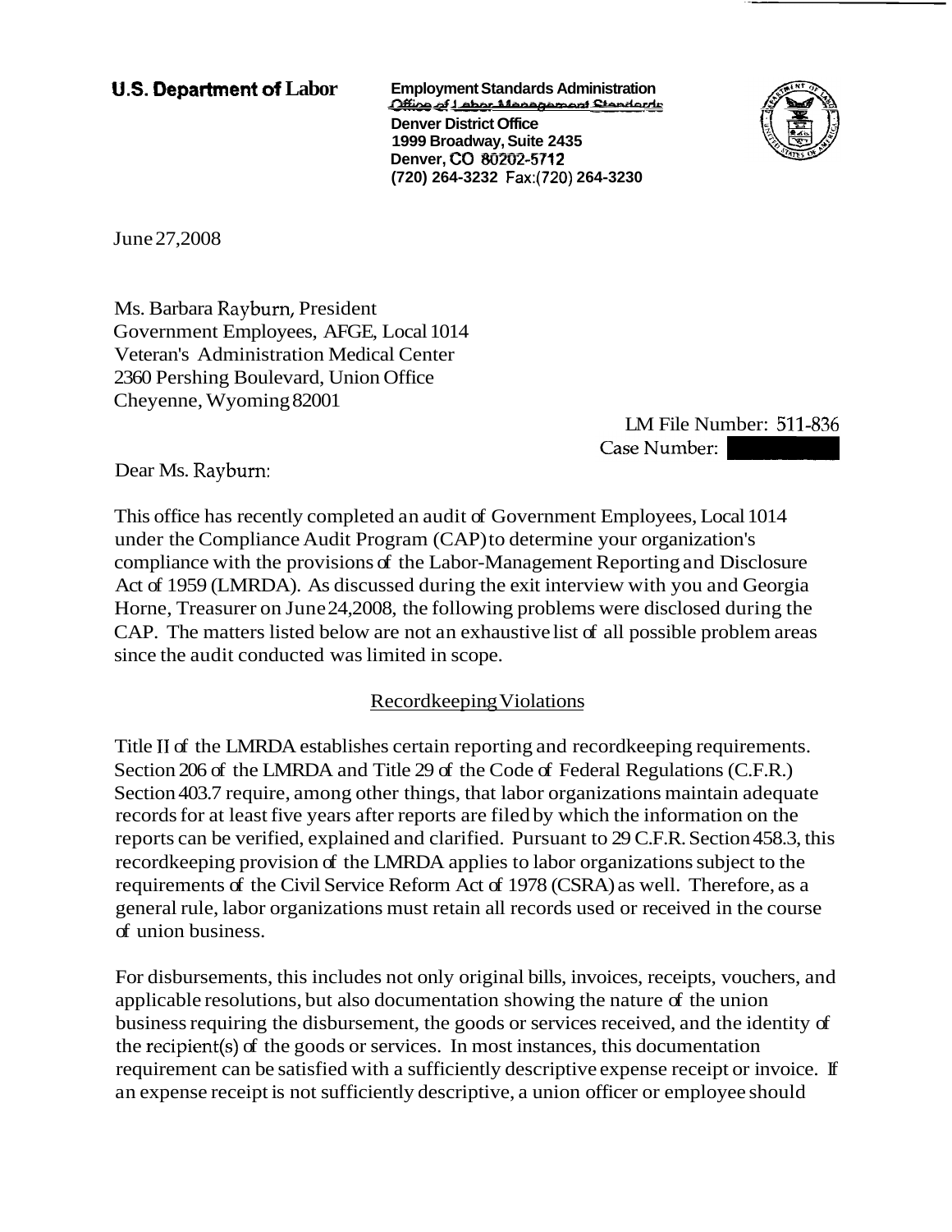**U.S. Department of Labor**

**Employment Standards Administration**
**Office of Labor-Management Standards**
**Denver District Office**
**1999 Broadway, Suite 2435**
**Denver, CO 80202-5712**
**(720) 264-3232 Fax:(720) 264-3230**

June 27,2008

Ms. Barbara Rayburn, President
Government Employees, AFGE, Local 1014
Veteran's Administration Medical Center
2360 Pershing Boulevard, Union Office
Cheyenne, Wyoming 82001

LM File Number: 511-836
Case Number:

Dear Ms. Rayburn:

This office has recently completed an audit of Government Employees, Local 1014 under the Compliance Audit Program (CAP) to determine your organization's compliance with the provisions of the Labor-Management Reporting and Disclosure Act of 1959 (LMRDA). As discussed during the exit interview with you and Georgia Horne, Treasurer on June 24,2008, the following problems were disclosed during the CAP. The matters listed below are not an exhaustive list of all possible problem areas since the audit conducted was limited in scope.

## Recordkeeping Violations

Title II of the LMRDA establishes certain reporting and recordkeeping requirements. Section 206 of the LMRDA and Title 29 of the Code of Federal Regulations (C.F.R.) Section 403.7 require, among other things, that labor organizations maintain adequate records for at least five years after reports are filed by which the information on the reports can be verified, explained and clarified. Pursuant to 29 C.F.R. Section 458.3, this recordkeeping provision of the LMRDA applies to labor organizations subject to the requirements of the Civil Service Reform Act of 1978 (CSRA) as well. Therefore, as a general rule, labor organizations must retain all records used or received in the course of union business.

For disbursements, this includes not only original bills, invoices, receipts, vouchers, and applicable resolutions, but also documentation showing the nature of the union business requiring the disbursement, the goods or services received, and the identity of the recipient(s) of the goods or services. In most instances, this documentation requirement can be satisfied with a sufficiently descriptive expense receipt or invoice. If an expense receipt is not sufficiently descriptive, a union officer or employee should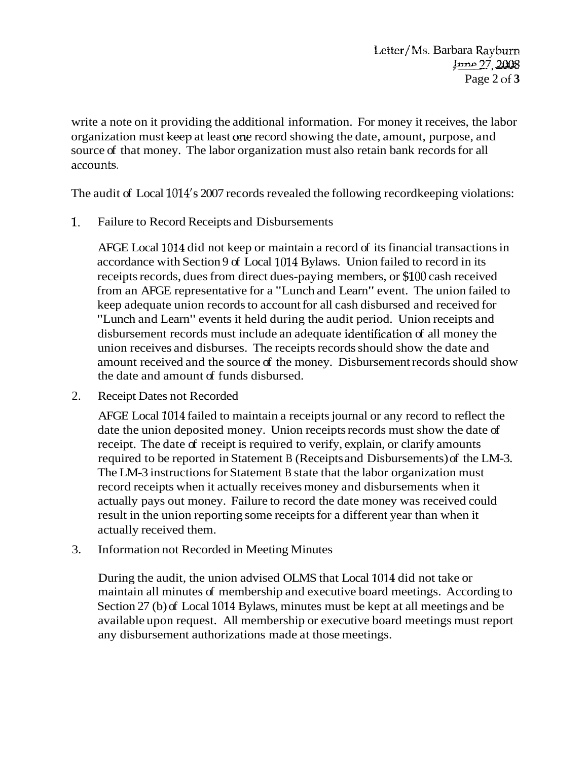write a note on it providing the additional information. For money it receives, the labor organization must keep at least one record showing the date, amount, purpose, and source of that money. The labor organization must also retain bank records for all accounts.

The audit of Local 1014's 2007 records revealed the following recordkeeping violations:

1. Failure to Record Receipts and Disbursements

   AFGE Local 1014 did not keep or maintain a record of its financial transactions in accordance with Section 9 of Local 1014 Bylaws. Union failed to record in its receipts records, dues from direct dues-paying members, or $100 cash received from an AFGE representative for a "Lunch and Learn" event. The union failed to keep adequate union records to account for all cash disbursed and received for "Lunch and Learn" events it held during the audit period. Union receipts and disbursement records must include an adequate identification of all money the union receives and disburses. The receipts records should show the date and amount received and the source of the money. Disbursement records should show the date and amount of funds disbursed.

2. Receipt Dates not Recorded

   AFGE Local 1014 failed to maintain a receipts journal or any record to reflect the date the union deposited money. Union receipts records must show the date of receipt. The date of receipt is required to verify, explain, or clarify amounts required to be reported in Statement B (Receipts and Disbursements) of the LM-3. The LM-3 instructions for Statement B state that the labor organization must record receipts when it actually receives money and disbursements when it actually pays out money. Failure to record the date money was received could result in the union reporting some receipts for a different year than when it actually received them.

3. Information not Recorded in Meeting Minutes

   During the audit, the union advised OLMS that Local 1014 did not take or maintain all minutes of membership and executive board meetings. According to Section 27 (b) of Local 1014 Bylaws, minutes must be kept at all meetings and be available upon request. All membership or executive board meetings must report any disbursement authorizations made at those meetings.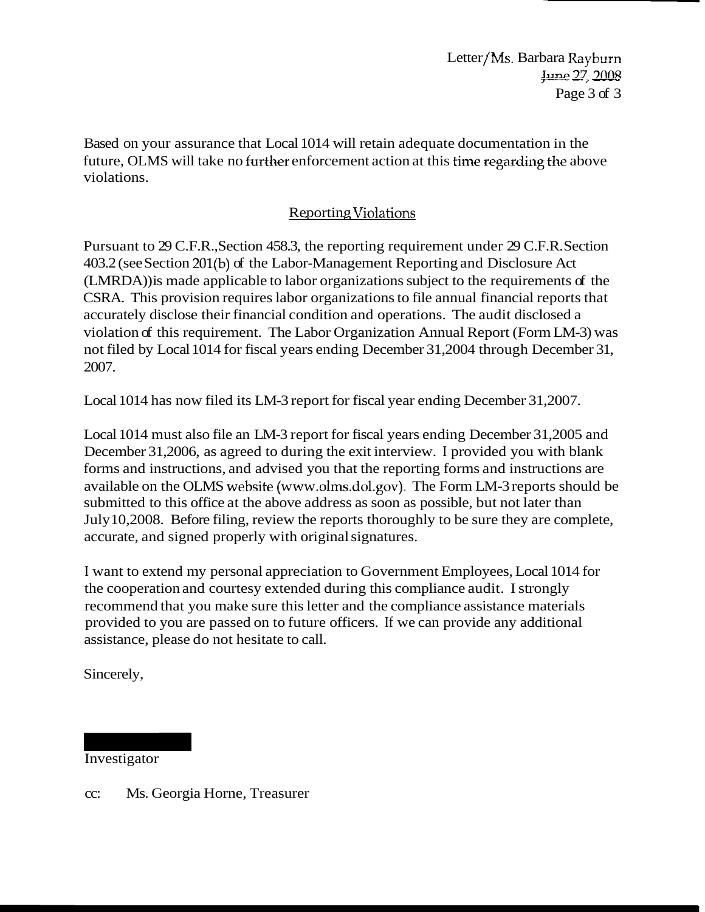Based on your assurance that Local 1014 will retain adequate documentation in the future, OLMS will take no further enforcement action at this time regarding the above violations.

## Reporting Violations

Pursuant to 29 C.F.R., Section 458.3, the reporting requirement under 29 C.F.R. Section 403.2 (see Section 201(b) of the Labor-Management Reporting and Disclosure Act (LMRDA)) is made applicable to labor organizations subject to the requirements of the CSRA. This provision requires labor organizations to file annual financial reports that accurately disclose their financial condition and operations. The audit disclosed a violation of this requirement. The Labor Organization Annual Report (Form LM-3) was not filed by Local 1014 for fiscal years ending December 31, 2004 through December 31, 2007.

Local 1014 has now filed its LM-3 report for fiscal year ending December 31, 2007.

Local 1014 must also file an LM-3 report for fiscal years ending December 31, 2005 and December 31, 2006, as agreed to during the exit interview. I provided you with blank forms and instructions, and advised you that the reporting forms and instructions are available on the OLMS website (www.olms.dol.gov). The Form LM-3 reports should be submitted to this office at the above address as soon as possible, but not later than July 10, 2008. Before filing, review the reports thoroughly to be sure they are complete, accurate, and signed properly with original signatures.

I want to extend my personal appreciation to Government Employees, Local 1014 for the cooperation and courtesy extended during this compliance audit. I strongly recommend that you make sure this letter and the compliance assistance materials provided to you are passed on to future officers. If we can provide any additional assistance, please do not hesitate to call.

Sincerely,

Investigator

cc: Ms. Georgia Horne, Treasurer